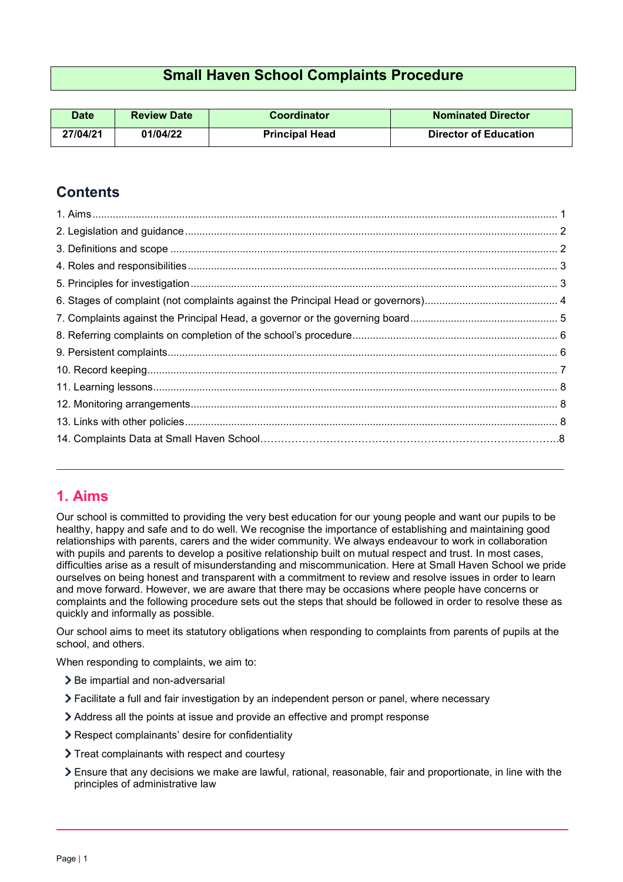# Small Haven School Complaints Procedure

| Date | Review Date | Coordinator | Nominated Director |
|---|---|---|---|
| 27/04/21 | 01/04/22 | Principal Head | Director of Education |

## Contents

1. Aims ..... 1
2. Legislation and guidance ..... 2
3. Definitions and scope ..... 2
4. Roles and responsibilities ..... 3
5. Principles for investigation ..... 3
6. Stages of complaint (not complaints against the Principal Head or governors) ..... 4
7. Complaints against the Principal Head, a governor or the governing board ..... 5
8. Referring complaints on completion of the school's procedure ..... 6
9. Persistent complaints ..... 6
10. Record keeping ..... 7
11. Learning lessons ..... 8
12. Monitoring arrangements ..... 8
13. Links with other policies ..... 8
14. Complaints Data at Small Haven School ..... 8

---

## 1. Aims

Our school is committed to providing the very best education for our young people and want our pupils to be healthy, happy and safe and to do well. We recognise the importance of establishing and maintaining good relationships with parents, carers and the wider community. We always endeavour to work in collaboration with pupils and parents to develop a positive relationship built on mutual respect and trust. In most cases, difficulties arise as a result of misunderstanding and miscommunication. Here at Small Haven School we pride ourselves on being honest and transparent with a commitment to review and resolve issues in order to learn and move forward. However, we are aware that there may be occasions where people have concerns or complaints and the following procedure sets out the steps that should be followed in order to resolve these as quickly and informally as possible.

Our school aims to meet its statutory obligations when responding to complaints from parents of pupils at the school, and others.

When responding to complaints, we aim to:

- Be impartial and non-adversarial
- Facilitate a full and fair investigation by an independent person or panel, where necessary
- Address all the points at issue and provide an effective and prompt response
- Respect complainants' desire for confidentiality
- Treat complainants with respect and courtesy
- Ensure that any decisions we make are lawful, rational, reasonable, fair and proportionate, in line with the principles of administrative law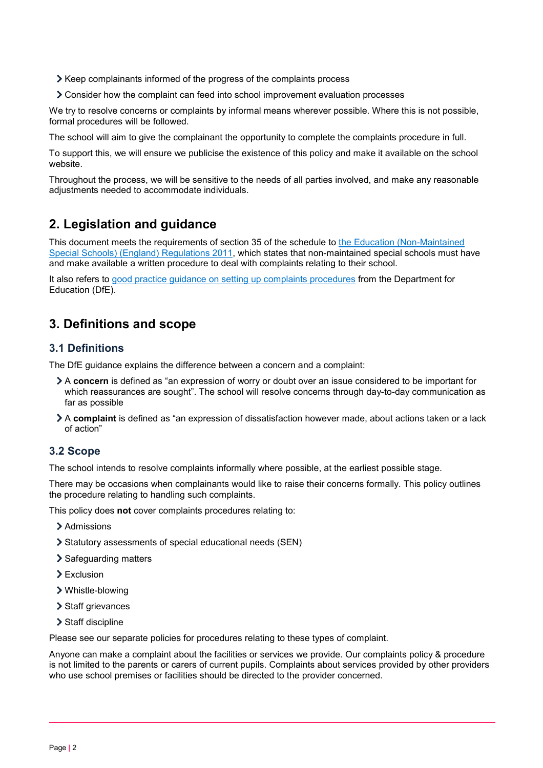- Keep complainants informed of the progress of the complaints process
- Consider how the complaint can feed into school improvement evaluation processes

We try to resolve concerns or complaints by informal means wherever possible. Where this is not possible, formal procedures will be followed.

The school will aim to give the complainant the opportunity to complete the complaints procedure in full.

To support this, we will ensure we publicise the existence of this policy and make it available on the school website.

Throughout the process, we will be sensitive to the needs of all parties involved, and make any reasonable adjustments needed to accommodate individuals.

## 2. Legislation and guidance

This document meets the requirements of section 35 of the schedule to the Education (Non-Maintained Special Schools) (England) Regulations 2011, which states that non-maintained special schools must have and make available a written procedure to deal with complaints relating to their school.

It also refers to good practice guidance on setting up complaints procedures from the Department for Education (DfE).

## 3. Definitions and scope

### 3.1 Definitions

The DfE guidance explains the difference between a concern and a complaint:

- A **concern** is defined as "an expression of worry or doubt over an issue considered to be important for which reassurances are sought". The school will resolve concerns through day-to-day communication as far as possible
- A **complaint** is defined as "an expression of dissatisfaction however made, about actions taken or a lack of action"

### 3.2 Scope

The school intends to resolve complaints informally where possible, at the earliest possible stage.

There may be occasions when complainants would like to raise their concerns formally. This policy outlines the procedure relating to handling such complaints.

This policy does **not** cover complaints procedures relating to:

- Admissions
- Statutory assessments of special educational needs (SEN)
- Safeguarding matters
- Exclusion
- Whistle-blowing
- Staff grievances
- Staff discipline

Please see our separate policies for procedures relating to these types of complaint.

Anyone can make a complaint about the facilities or services we provide. Our complaints policy & procedure is not limited to the parents or carers of current pupils. Complaints about services provided by other providers who use school premises or facilities should be directed to the provider concerned.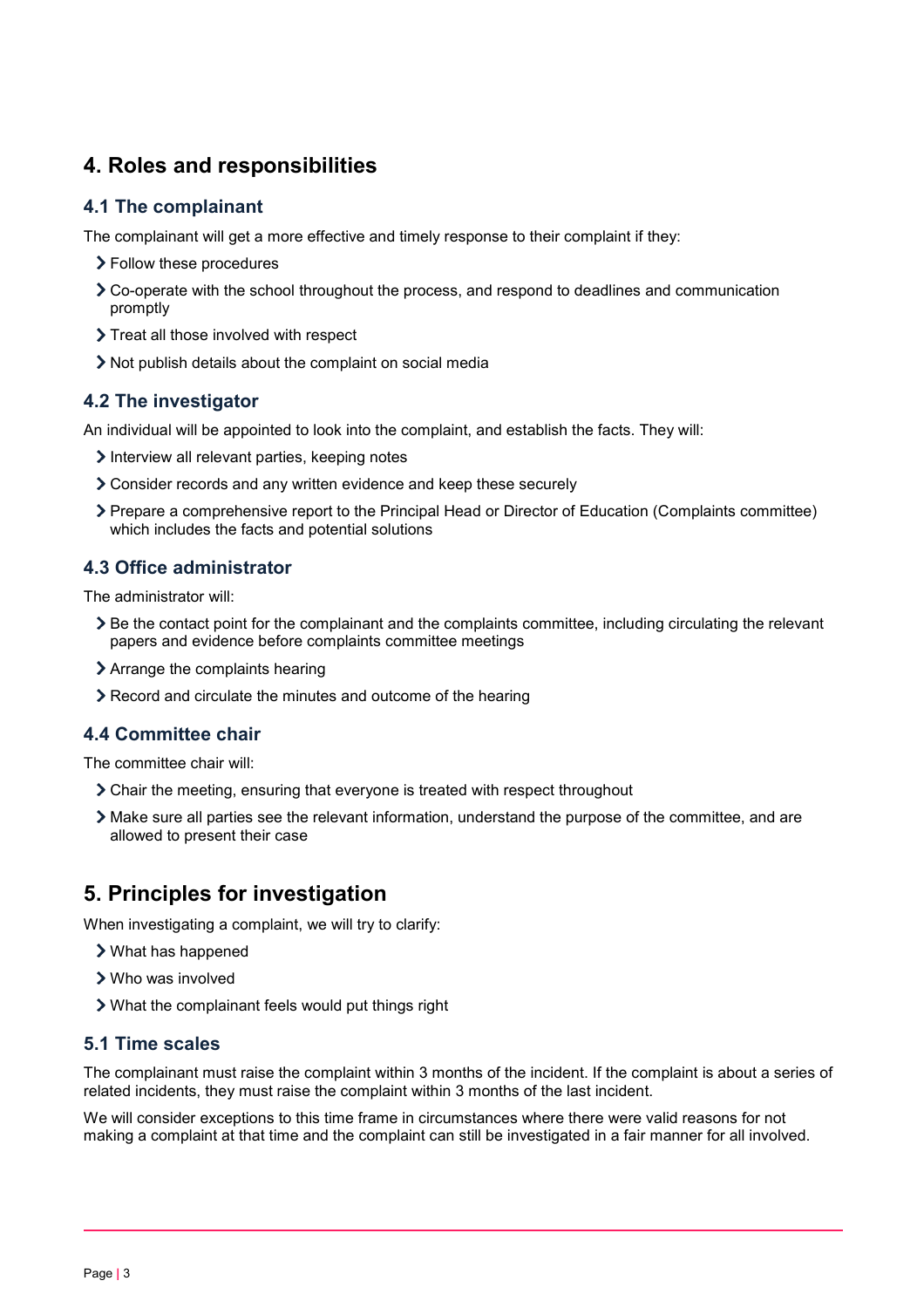## 4. Roles and responsibilities

### 4.1 The complainant

The complainant will get a more effective and timely response to their complaint if they:

- Follow these procedures
- Co-operate with the school throughout the process, and respond to deadlines and communication promptly
- Treat all those involved with respect
- Not publish details about the complaint on social media

### 4.2 The investigator

An individual will be appointed to look into the complaint, and establish the facts. They will:

- Interview all relevant parties, keeping notes
- Consider records and any written evidence and keep these securely
- Prepare a comprehensive report to the Principal Head or Director of Education (Complaints committee) which includes the facts and potential solutions

### 4.3 Office administrator

The administrator will:

- Be the contact point for the complainant and the complaints committee, including circulating the relevant papers and evidence before complaints committee meetings
- Arrange the complaints hearing
- Record and circulate the minutes and outcome of the hearing

### 4.4 Committee chair

The committee chair will:

- Chair the meeting, ensuring that everyone is treated with respect throughout
- Make sure all parties see the relevant information, understand the purpose of the committee, and are allowed to present their case

## 5. Principles for investigation

When investigating a complaint, we will try to clarify:

- What has happened
- Who was involved
- What the complainant feels would put things right

### 5.1 Time scales

The complainant must raise the complaint within 3 months of the incident. If the complaint is about a series of related incidents, they must raise the complaint within 3 months of the last incident.

We will consider exceptions to this time frame in circumstances where there were valid reasons for not making a complaint at that time and the complaint can still be investigated in a fair manner for all involved.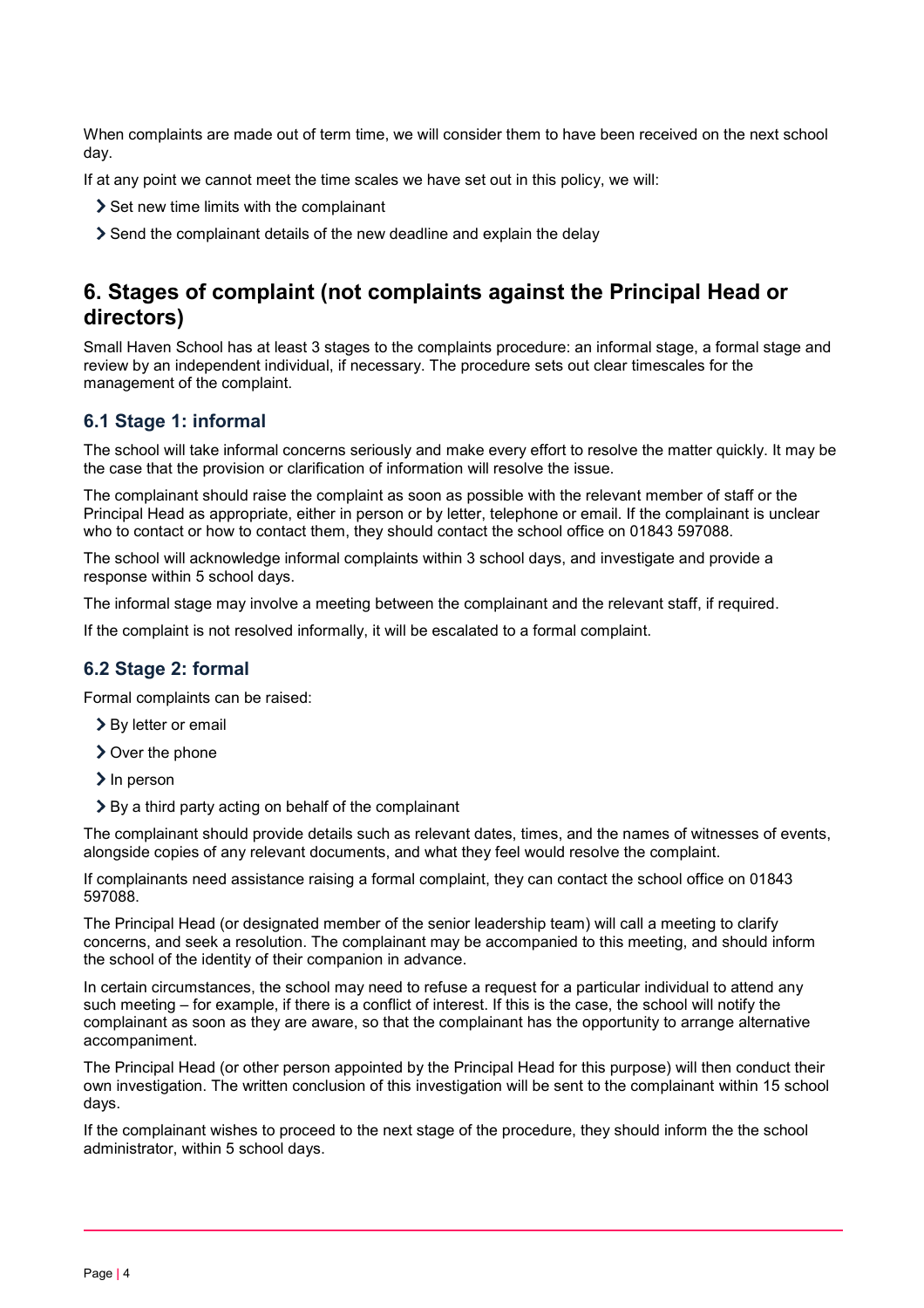When complaints are made out of term time, we will consider them to have been received on the next school day.

If at any point we cannot meet the time scales we have set out in this policy, we will:

- Set new time limits with the complainant
- Send the complainant details of the new deadline and explain the delay

## 6. Stages of complaint (not complaints against the Principal Head or directors)

Small Haven School has at least 3 stages to the complaints procedure: an informal stage, a formal stage and review by an independent individual, if necessary. The procedure sets out clear timescales for the management of the complaint.

### 6.1 Stage 1: informal

The school will take informal concerns seriously and make every effort to resolve the matter quickly. It may be the case that the provision or clarification of information will resolve the issue.

The complainant should raise the complaint as soon as possible with the relevant member of staff or the Principal Head as appropriate, either in person or by letter, telephone or email. If the complainant is unclear who to contact or how to contact them, they should contact the school office on 01843 597088.

The school will acknowledge informal complaints within 3 school days, and investigate and provide a response within 5 school days.

The informal stage may involve a meeting between the complainant and the relevant staff, if required.

If the complaint is not resolved informally, it will be escalated to a formal complaint.

### 6.2 Stage 2: formal

Formal complaints can be raised:

- By letter or email
- Over the phone
- In person
- By a third party acting on behalf of the complainant

The complainant should provide details such as relevant dates, times, and the names of witnesses of events, alongside copies of any relevant documents, and what they feel would resolve the complaint.

If complainants need assistance raising a formal complaint, they can contact the school office on 01843 597088.

The Principal Head (or designated member of the senior leadership team) will call a meeting to clarify concerns, and seek a resolution. The complainant may be accompanied to this meeting, and should inform the school of the identity of their companion in advance.

In certain circumstances, the school may need to refuse a request for a particular individual to attend any such meeting – for example, if there is a conflict of interest. If this is the case, the school will notify the complainant as soon as they are aware, so that the complainant has the opportunity to arrange alternative accompaniment.

The Principal Head (or other person appointed by the Principal Head for this purpose) will then conduct their own investigation. The written conclusion of this investigation will be sent to the complainant within 15 school days.

If the complainant wishes to proceed to the next stage of the procedure, they should inform the the school administrator, within 5 school days.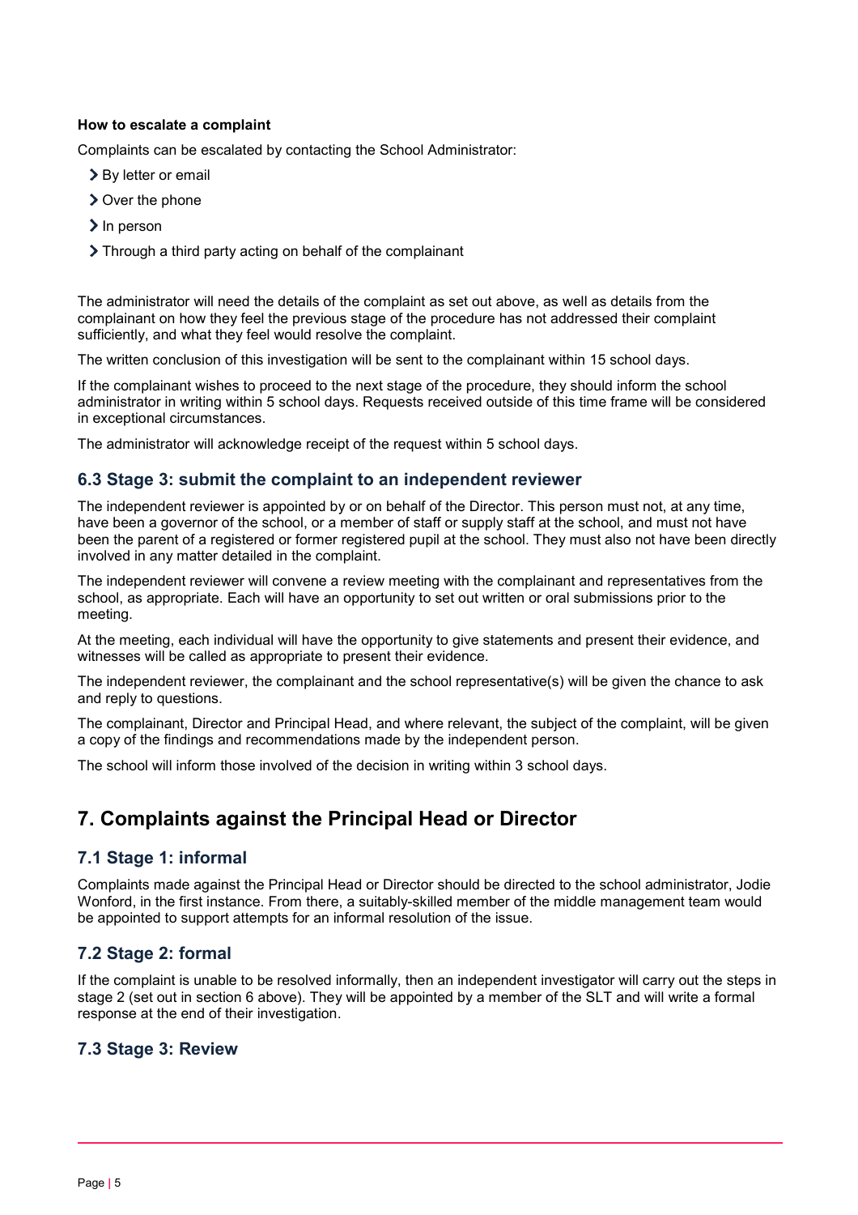**How to escalate a complaint**

Complaints can be escalated by contacting the School Administrator:

- By letter or email
- Over the phone
- In person
- Through a third party acting on behalf of the complainant

The administrator will need the details of the complaint as set out above, as well as details from the complainant on how they feel the previous stage of the procedure has not addressed their complaint sufficiently, and what they feel would resolve the complaint.

The written conclusion of this investigation will be sent to the complainant within 15 school days.

If the complainant wishes to proceed to the next stage of the procedure, they should inform the school administrator in writing within 5 school days. Requests received outside of this time frame will be considered in exceptional circumstances.

The administrator will acknowledge receipt of the request within 5 school days.

### 6.3 Stage 3: submit the complaint to an independent reviewer

The independent reviewer is appointed by or on behalf of the Director. This person must not, at any time, have been a governor of the school, or a member of staff or supply staff at the school, and must not have been the parent of a registered or former registered pupil at the school. They must also not have been directly involved in any matter detailed in the complaint.

The independent reviewer will convene a review meeting with the complainant and representatives from the school, as appropriate. Each will have an opportunity to set out written or oral submissions prior to the meeting.

At the meeting, each individual will have the opportunity to give statements and present their evidence, and witnesses will be called as appropriate to present their evidence.

The independent reviewer, the complainant and the school representative(s) will be given the chance to ask and reply to questions.

The complainant, Director and Principal Head, and where relevant, the subject of the complaint, will be given a copy of the findings and recommendations made by the independent person.

The school will inform those involved of the decision in writing within 3 school days.

## 7. Complaints against the Principal Head or Director

### 7.1 Stage 1: informal

Complaints made against the Principal Head or Director should be directed to the school administrator, Jodie Wonford, in the first instance. From there, a suitably-skilled member of the middle management team would be appointed to support attempts for an informal resolution of the issue.

### 7.2 Stage 2: formal

If the complaint is unable to be resolved informally, then an independent investigator will carry out the steps in stage 2 (set out in section 6 above). They will be appointed by a member of the SLT and will write a formal response at the end of their investigation.

### 7.3 Stage 3: Review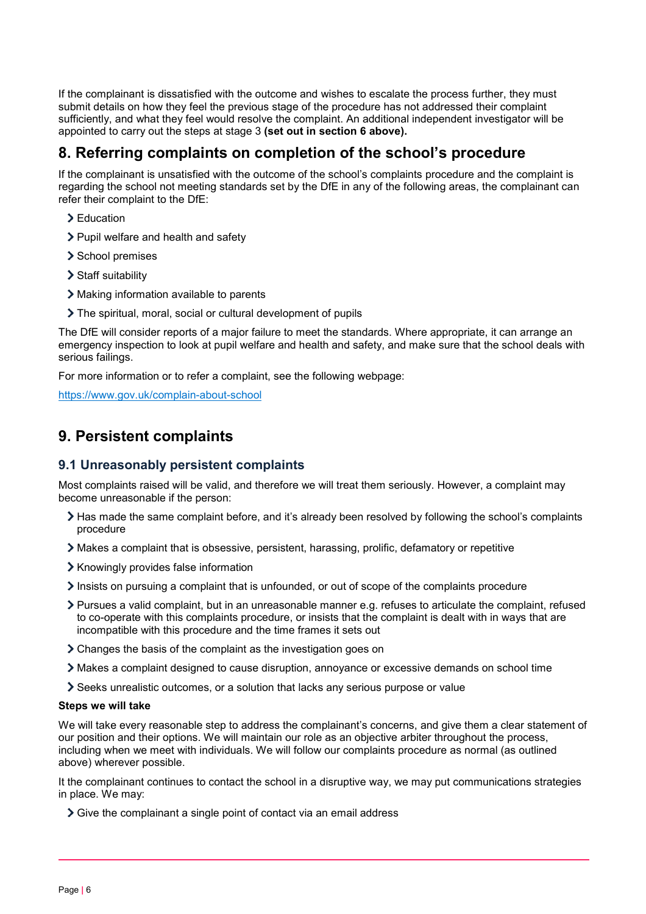If the complainant is dissatisfied with the outcome and wishes to escalate the process further, they must submit details on how they feel the previous stage of the procedure has not addressed their complaint sufficiently, and what they feel would resolve the complaint. An additional independent investigator will be appointed to carry out the steps at stage 3 **(set out in section 6 above).**

## 8. Referring complaints on completion of the school's procedure

If the complainant is unsatisfied with the outcome of the school's complaints procedure and the complaint is regarding the school not meeting standards set by the DfE in any of the following areas, the complainant can refer their complaint to the DfE:

- Education
- Pupil welfare and health and safety
- School premises
- Staff suitability
- Making information available to parents
- The spiritual, moral, social or cultural development of pupils

The DfE will consider reports of a major failure to meet the standards. Where appropriate, it can arrange an emergency inspection to look at pupil welfare and health and safety, and make sure that the school deals with serious failings.

For more information or to refer a complaint, see the following webpage:

https://www.gov.uk/complain-about-school

## 9. Persistent complaints

### 9.1 Unreasonably persistent complaints

Most complaints raised will be valid, and therefore we will treat them seriously. However, a complaint may become unreasonable if the person:

- Has made the same complaint before, and it's already been resolved by following the school's complaints procedure
- Makes a complaint that is obsessive, persistent, harassing, prolific, defamatory or repetitive
- Knowingly provides false information
- Insists on pursuing a complaint that is unfounded, or out of scope of the complaints procedure
- Pursues a valid complaint, but in an unreasonable manner e.g. refuses to articulate the complaint, refused to co-operate with this complaints procedure, or insists that the complaint is dealt with in ways that are incompatible with this procedure and the time frames it sets out
- Changes the basis of the complaint as the investigation goes on
- Makes a complaint designed to cause disruption, annoyance or excessive demands on school time
- Seeks unrealistic outcomes, or a solution that lacks any serious purpose or value

**Steps we will take**

We will take every reasonable step to address the complainant's concerns, and give them a clear statement of our position and their options. We will maintain our role as an objective arbiter throughout the process, including when we meet with individuals. We will follow our complaints procedure as normal (as outlined above) wherever possible.

It the complainant continues to contact the school in a disruptive way, we may put communications strategies in place. We may:

- Give the complainant a single point of contact via an email address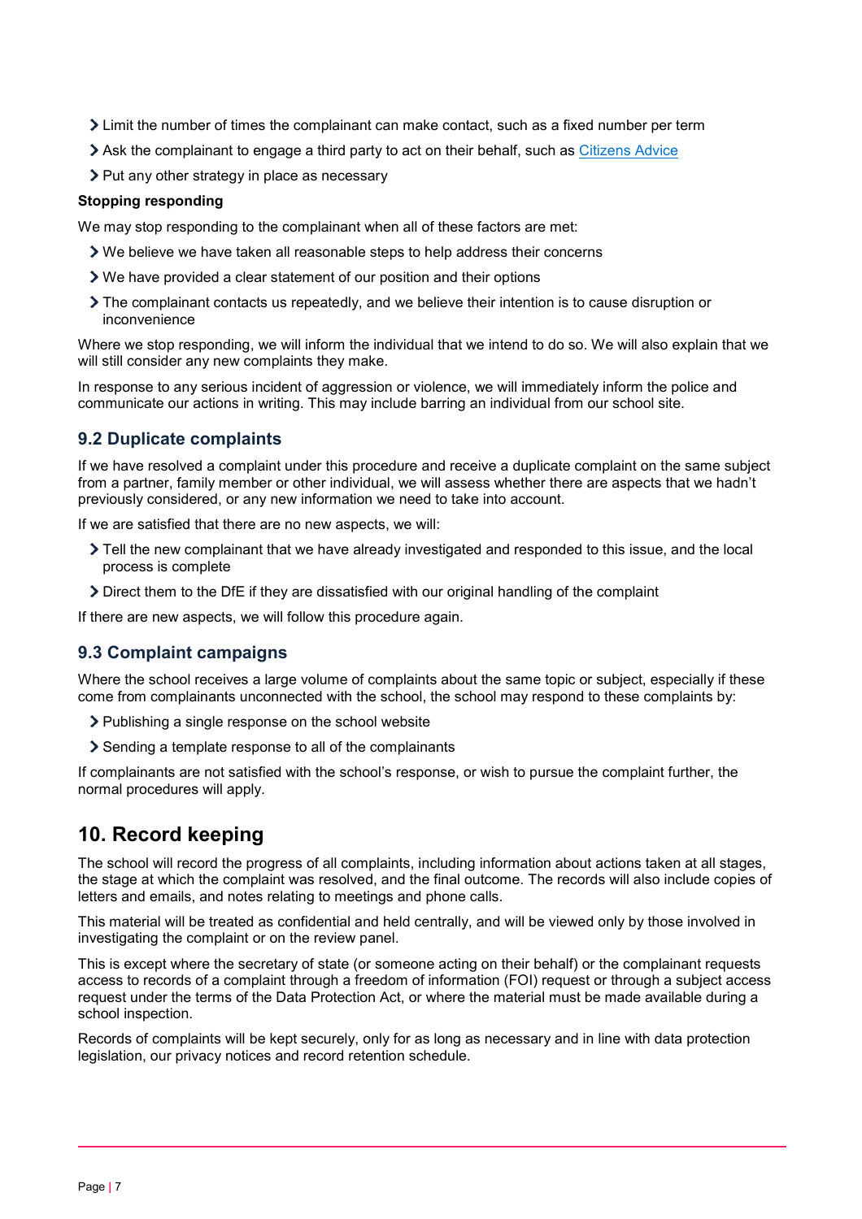- Limit the number of times the complainant can make contact, such as a fixed number per term
- Ask the complainant to engage a third party to act on their behalf, such as [Citizens Advice](https://www.citizensadvice.org.uk/)
- Put any other strategy in place as necessary

**Stopping responding**

We may stop responding to the complainant when all of these factors are met:

- We believe we have taken all reasonable steps to help address their concerns
- We have provided a clear statement of our position and their options
- The complainant contacts us repeatedly, and we believe their intention is to cause disruption or inconvenience

Where we stop responding, we will inform the individual that we intend to do so. We will also explain that we will still consider any new complaints they make.

In response to any serious incident of aggression or violence, we will immediately inform the police and communicate our actions in writing. This may include barring an individual from our school site.

### 9.2 Duplicate complaints

If we have resolved a complaint under this procedure and receive a duplicate complaint on the same subject from a partner, family member or other individual, we will assess whether there are aspects that we hadn't previously considered, or any new information we need to take into account.

If we are satisfied that there are no new aspects, we will:

- Tell the new complainant that we have already investigated and responded to this issue, and the local process is complete
- Direct them to the DfE if they are dissatisfied with our original handling of the complaint

If there are new aspects, we will follow this procedure again.

### 9.3 Complaint campaigns

Where the school receives a large volume of complaints about the same topic or subject, especially if these come from complainants unconnected with the school, the school may respond to these complaints by:

- Publishing a single response on the school website
- Sending a template response to all of the complainants

If complainants are not satisfied with the school's response, or wish to pursue the complaint further, the normal procedures will apply.

## 10. Record keeping

The school will record the progress of all complaints, including information about actions taken at all stages, the stage at which the complaint was resolved, and the final outcome. The records will also include copies of letters and emails, and notes relating to meetings and phone calls.

This material will be treated as confidential and held centrally, and will be viewed only by those involved in investigating the complaint or on the review panel.

This is except where the secretary of state (or someone acting on their behalf) or the complainant requests access to records of a complaint through a freedom of information (FOI) request or through a subject access request under the terms of the Data Protection Act, or where the material must be made available during a school inspection.

Records of complaints will be kept securely, only for as long as necessary and in line with data protection legislation, our privacy notices and record retention schedule.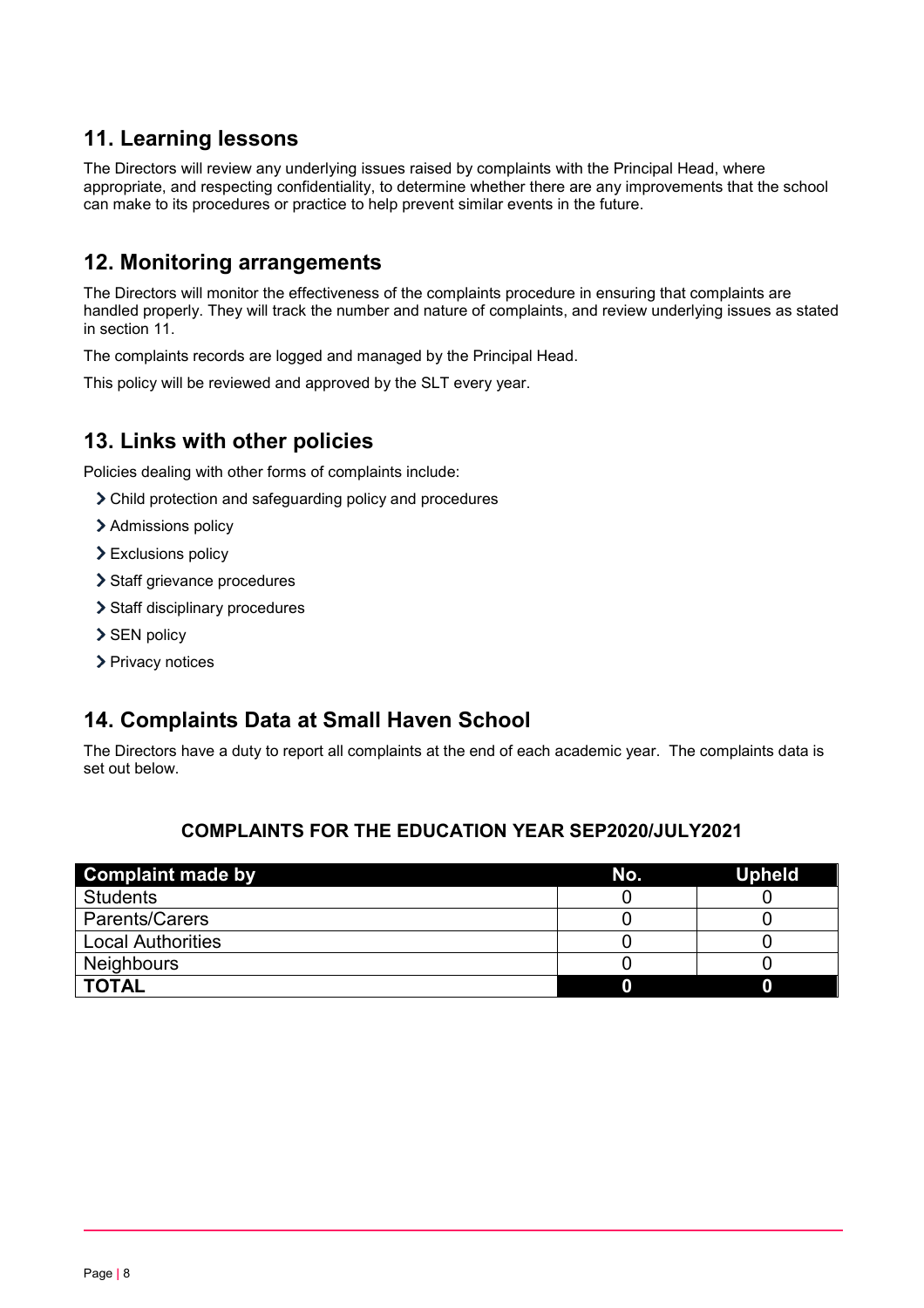## 11. Learning lessons

The Directors will review any underlying issues raised by complaints with the Principal Head, where appropriate, and respecting confidentiality, to determine whether there are any improvements that the school can make to its procedures or practice to help prevent similar events in the future.

## 12. Monitoring arrangements

The Directors will monitor the effectiveness of the complaints procedure in ensuring that complaints are handled properly. They will track the number and nature of complaints, and review underlying issues as stated in section 11.

The complaints records are logged and managed by the Principal Head.

This policy will be reviewed and approved by the SLT every year.

## 13. Links with other policies

Policies dealing with other forms of complaints include:

- Child protection and safeguarding policy and procedures
- Admissions policy
- Exclusions policy
- Staff grievance procedures
- Staff disciplinary procedures
- SEN policy
- Privacy notices

## 14. Complaints Data at Small Haven School

The Directors have a duty to report all complaints at the end of each academic year. The complaints data is set out below.

**COMPLAINTS FOR THE EDUCATION YEAR SEP2020/JULY2021**

| Complaint made by | No. | Upheld |
|---|---|---|
| Students | 0 | 0 |
| Parents/Carers | 0 | 0 |
| Local Authorities | 0 | 0 |
| Neighbours | 0 | 0 |
| **TOTAL** | **0** | **0** |